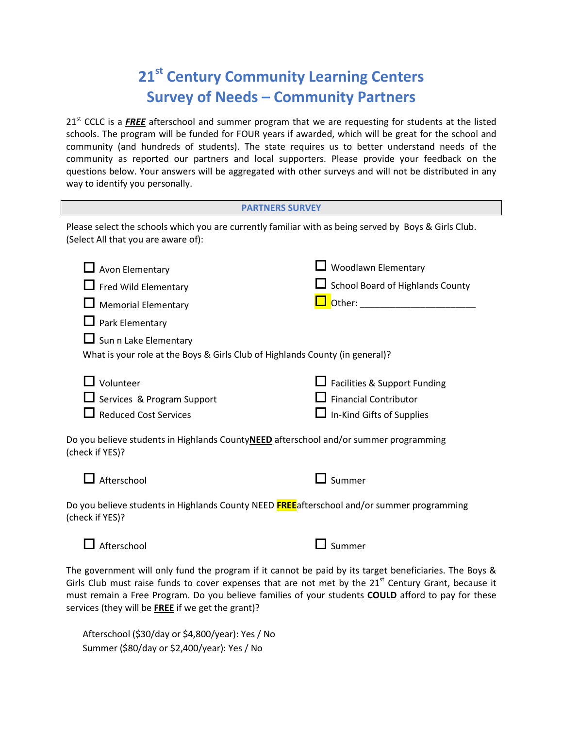# 21st Century Community Learning Centers
# Survey of Needs – Community Partners

21st CCLC is a ***FREE*** afterschool and summer program that we are requesting for students at the listed schools. The program will be funded for FOUR years if awarded, which will be great for the school and community (and hundreds of students). The state requires us to better understand needs of the community as reported our partners and local supporters. Please provide your feedback on the questions below. Your answers will be aggregated with other surveys and will not be distributed in any way to identify you personally.

## PARTNERS SURVEY

Please select the schools which you are currently familiar with as being served by Boys & Girls Club. (Select All that you are aware of):

- ☐ Avon Elementary
- ☐ Fred Wild Elementary
- ☐ Memorial Elementary
- ☐ Park Elementary
- ☐ Sun n Lake Elementary
- ☐ Woodlawn Elementary
- ☐ School Board of Highlands County
- ☐ Other: _______________________

What is your role at the Boys & Girls Club of Highlands County (in general)?

- ☐ Volunteer
- ☐ Services & Program Support
- ☐ Reduced Cost Services
- ☐ Facilities & Support Funding
- ☐ Financial Contributor
- ☐ In-Kind Gifts of Supplies

Do you believe students in Highlands County**NEED** afterschool and/or summer programming (check if YES)?

- ☐ Afterschool
- ☐ Summer

Do you believe students in Highlands County NEED **FREE**afterschool and/or summer programming (check if YES)?

- ☐ Afterschool
- ☐ Summer

The government will only fund the program if it cannot be paid by its target beneficiaries. The Boys & Girls Club must raise funds to cover expenses that are not met by the 21st Century Grant, because it must remain a Free Program. Do you believe families of your students **COULD** afford to pay for these services (they will be **FREE** if we get the grant)?

Afterschool ($30/day or $4,800/year): Yes / No
Summer ($80/day or $2,400/year): Yes / No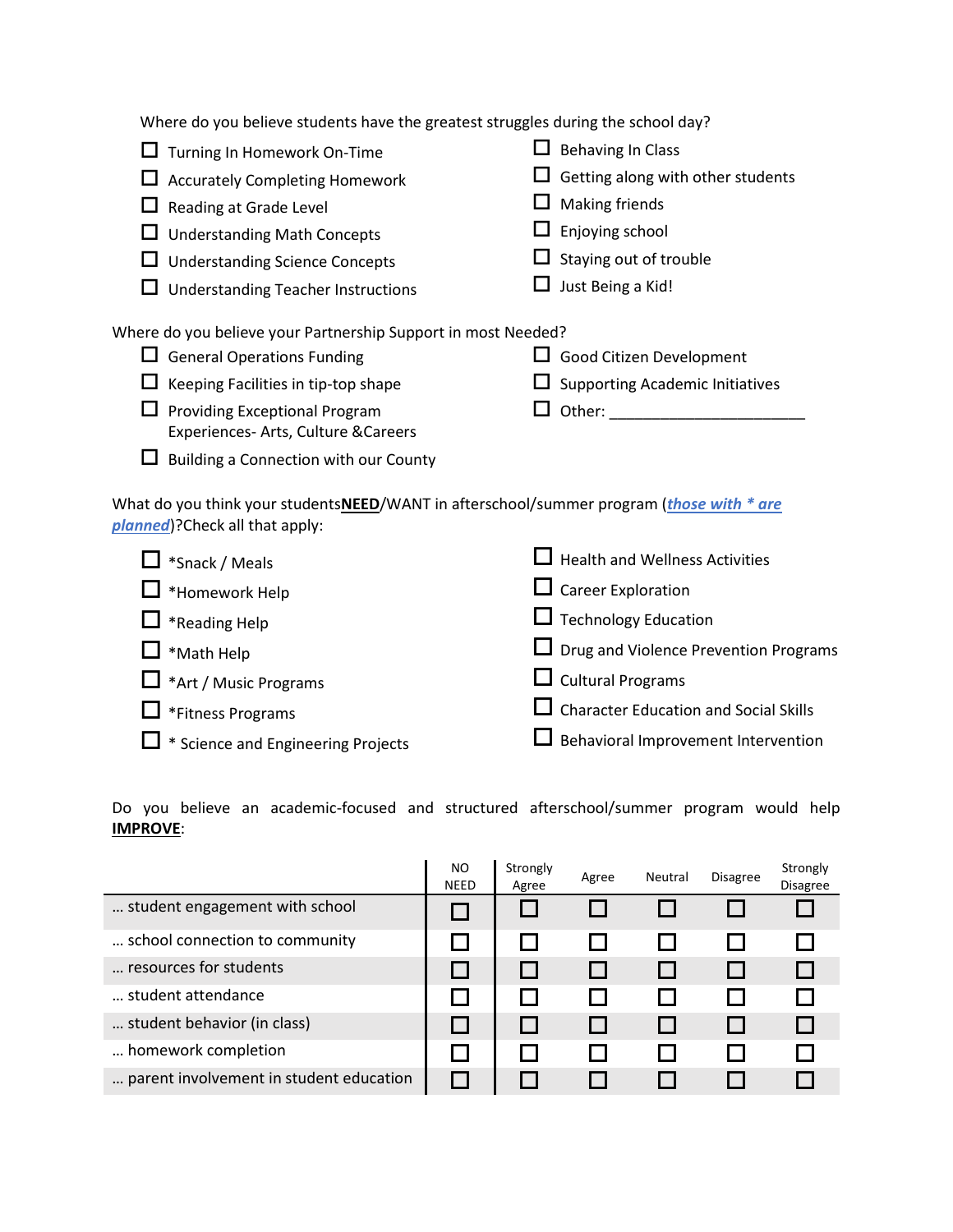Where do you believe students have the greatest struggles during the school day?

- ☐ Turning In Homework On-Time
- ☐ Accurately Completing Homework
- ☐ Reading at Grade Level
- ☐ Understanding Math Concepts
- ☐ Understanding Science Concepts
- ☐ Understanding Teacher Instructions
- ☐ Behaving In Class
- ☐ Getting along with other students
- ☐ Making friends
- ☐ Enjoying school
- ☐ Staying out of trouble
- ☐ Just Being a Kid!

Where do you believe your Partnership Support in most Needed?

- ☐ General Operations Funding
- ☐ Keeping Facilities in tip-top shape
- ☐ Providing Exceptional Program Experiences- Arts, Culture &Careers
- ☐ Building a Connection with our County
- ☐ Good Citizen Development
- ☐ Supporting Academic Initiatives
- ☐ Other: ______________________

What do you think your students**NEED**/WANT in afterschool/summer program (***those with * are planned***)?Check all that apply:

- ☐ *Snack / Meals
- ☐ *Homework Help
- ☐ *Reading Help
- ☐ *Math Help
- ☐ *Art / Music Programs
- ☐ *Fitness Programs
- ☐ * Science and Engineering Projects
- ☐ Health and Wellness Activities
- ☐ Career Exploration
- ☐ Technology Education
- ☐ Drug and Violence Prevention Programs
- ☐ Cultural Programs
- ☐ Character Education and Social Skills
- ☐ Behavioral Improvement Intervention

Do you believe an academic-focused and structured afterschool/summer program would help **IMPROVE**:

| | NO NEED | Strongly Agree | Agree | Neutral | Disagree | Strongly Disagree |
|---|---|---|---|---|---|---|
| … student engagement with school | ☐ | ☐ | ☐ | ☐ | ☐ | ☐ |
| … school connection to community | ☐ | ☐ | ☐ | ☐ | ☐ | ☐ |
| … resources for students | ☐ | ☐ | ☐ | ☐ | ☐ | ☐ |
| … student attendance | ☐ | ☐ | ☐ | ☐ | ☐ | ☐ |
| … student behavior (in class) | ☐ | ☐ | ☐ | ☐ | ☐ | ☐ |
| … homework completion | ☐ | ☐ | ☐ | ☐ | ☐ | ☐ |
| … parent involvement in student education | ☐ | ☐ | ☐ | ☐ | ☐ | ☐ |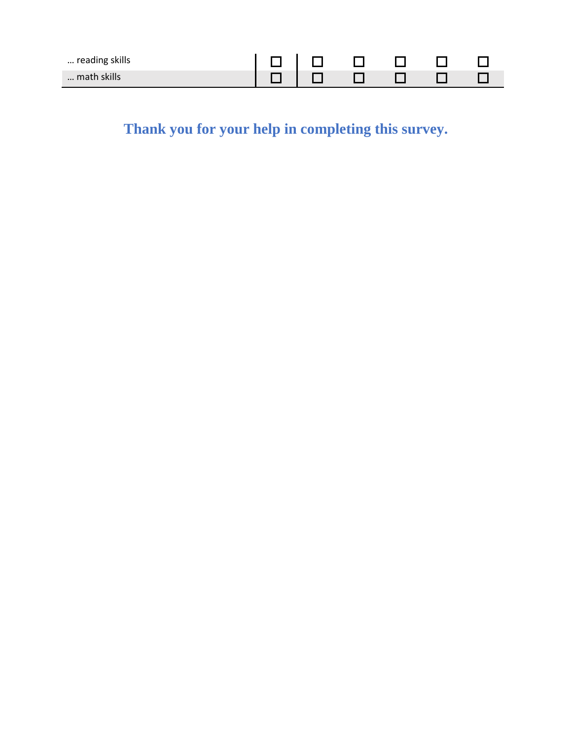| | | | | | | |
|---|---|---|---|---|---|---|
| … reading skills | ☐ | ☐ | ☐ | ☐ | ☐ | ☐ |
| … math skills | ☐ | ☐ | ☐ | ☐ | ☐ | ☐ |

**Thank you for your help in completing this survey.**